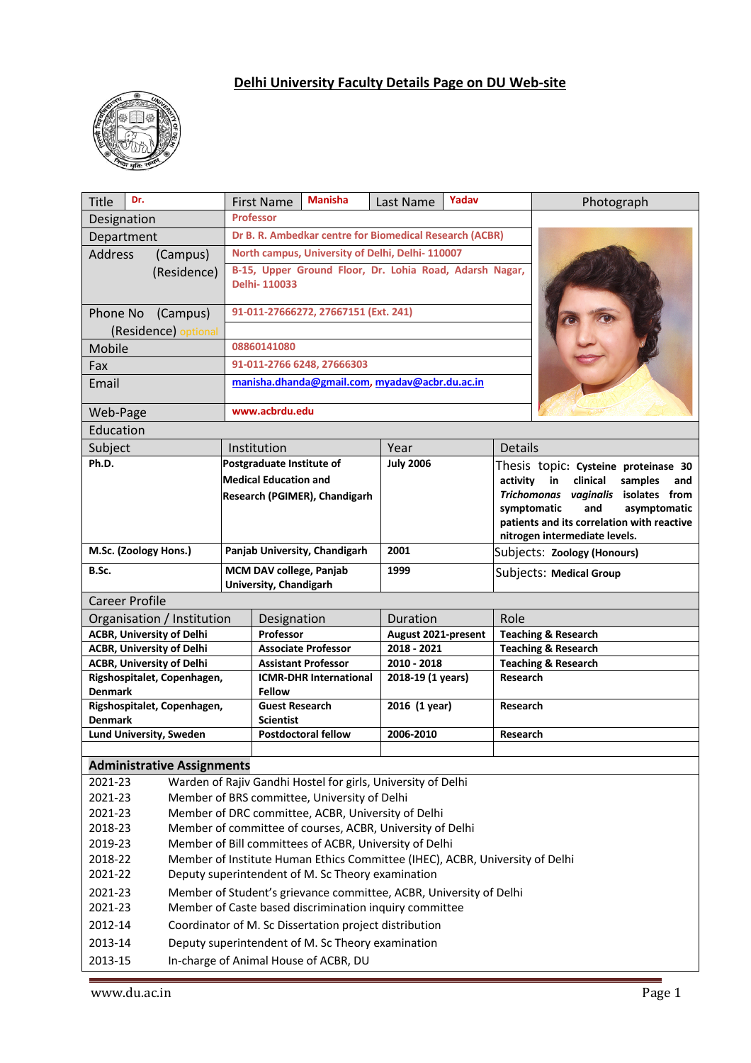# Delhi University Faculty Details Page on DU Web-site

| Title | Dr. | First Name | Manisha | Last Name | Yadav |
|---|---|---|---|---|---|
| Designation | Professor | | | | |
| Department | Dr B. R. Ambedkar centre for Biomedical Research (ACBR) | | | | |
| Address (Campus) | North campus, University of Delhi, Delhi- 110007 | | | | |
| (Residence) | B-15, Upper Ground Floor, Dr. Lohia Road, Adarsh Nagar, Delhi- 110033 | | | | |
| Phone No (Campus) | 91-011-27666272, 27667151 (Ext. 241) | | | | |
| (Residence) optional | | | | | |
| Mobile | 08860141080 | | | | |
| Fax | 91-011-2766 6248, 27666303 | | | | |
| Email | manisha.dhanda@gmail.com, myadav@acbr.du.ac.in | | | | |
| Web-Page | www.acbrdu.edu | | | | |

## Education

| Subject | Institution | Year | Details |
|---|---|---|---|
| **Ph.D.** | **Postgraduate Institute of Medical Education and Research (PGIMER), Chandigarh** | **July 2006** | Thesis topic: **Cysteine proteinase 30 activity in clinical samples and *Trichomonas vaginalis* isolates from symptomatic and asymptomatic patients and its correlation with reactive nitrogen intermediate levels.** |
| **M.Sc. (Zoology Hons.)** | **Panjab University, Chandigarh** | **2001** | Subjects: **Zoology (Honours)** |
| **B.Sc.** | **MCM DAV college, Panjab University, Chandigarh** | **1999** | Subjects: **Medical Group** |

## Career Profile

| Organisation / Institution | Designation | Duration | Role |
|---|---|---|---|
| **ACBR, University of Delhi** | **Professor** | **August 2021-present** | **Teaching & Research** |
| **ACBR, University of Delhi** | **Associate Professor** | **2018 - 2021** | **Teaching & Research** |
| **ACBR, University of Delhi** | **Assistant Professor** | **2010 - 2018** | **Teaching & Research** |
| **Rigshospitalet, Copenhagen, Denmark** | **ICMR-DHR International Fellow** | **2018-19 (1 years)** | **Research** |
| **Rigshospitalet, Copenhagen, Denmark** | **Guest Research Scientist** | **2016 (1 year)** | **Research** |
| **Lund University, Sweden** | **Postdoctoral fellow** | **2006-2010** | **Research** |

## Administrative Assignments

| | |
|---|---|
| 2021-23 | Warden of Rajiv Gandhi Hostel for girls, University of Delhi |
| 2021-23 | Member of BRS committee, University of Delhi |
| 2021-23 | Member of DRC committee, ACBR, University of Delhi |
| 2018-23 | Member of committee of courses, ACBR, University of Delhi |
| 2019-23 | Member of Bill committees of ACBR, University of Delhi |
| 2018-22 | Member of Institute Human Ethics Committee (IHEC), ACBR, University of Delhi |
| 2021-22 | Deputy superintendent of M. Sc Theory examination |
| 2021-23 | Member of Student's grievance committee, ACBR, University of Delhi |
| 2021-23 | Member of Caste based discrimination inquiry committee |
| 2012-14 | Coordinator of M. Sc Dissertation project distribution |
| 2013-14 | Deputy superintendent of M. Sc Theory examination |
| 2013-15 | In-charge of Animal House of ACBR, DU |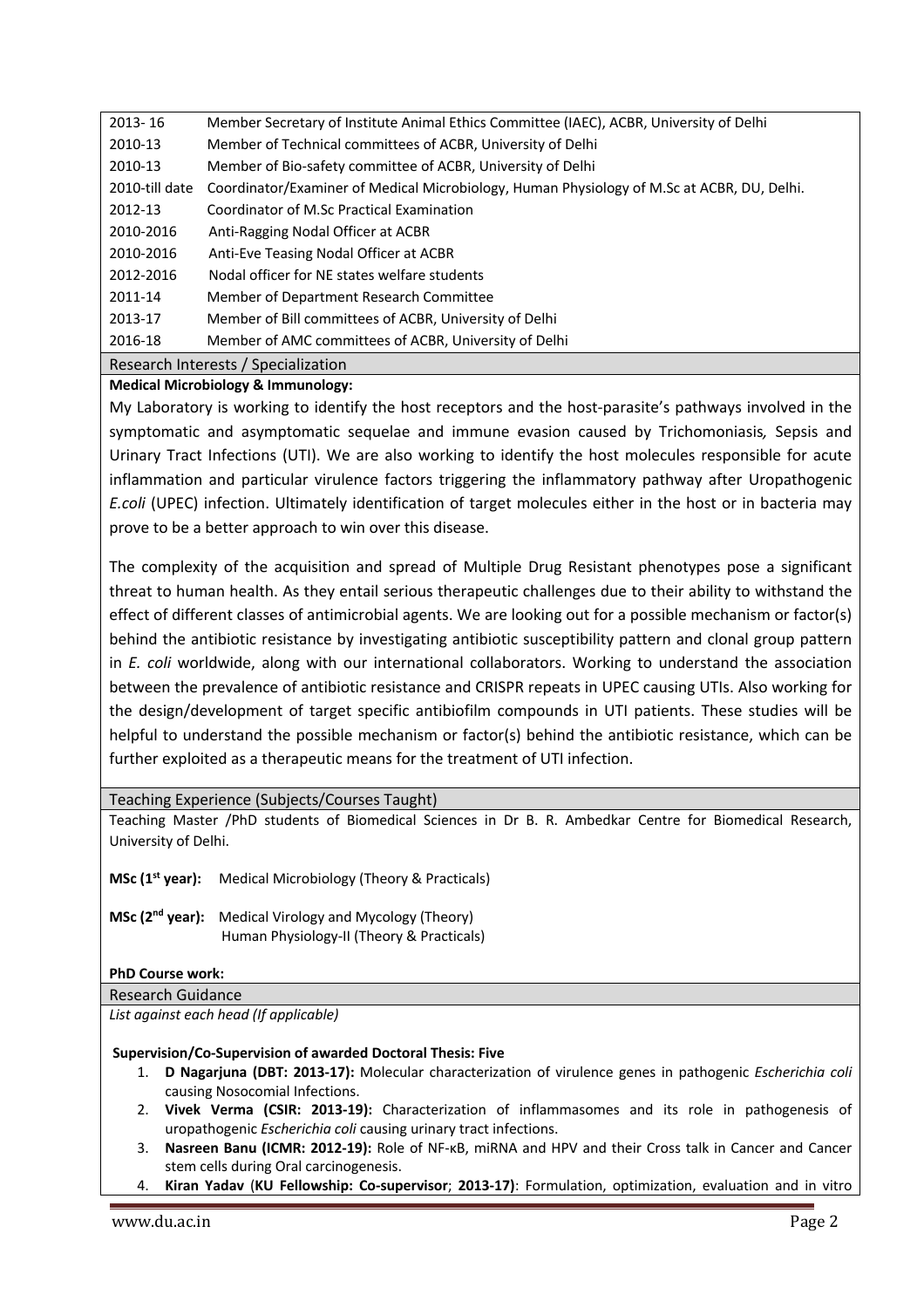| | |
|---|---|
| 2013- 16 | Member Secretary of Institute Animal Ethics Committee (IAEC), ACBR, University of Delhi |
| 2010-13 | Member of Technical committees of ACBR, University of Delhi |
| 2010-13 | Member of Bio-safety committee of ACBR, University of Delhi |
| 2010-till date | Coordinator/Examiner of Medical Microbiology, Human Physiology of M.Sc at ACBR, DU, Delhi. |
| 2012-13 | Coordinator of M.Sc Practical Examination |
| 2010-2016 | Anti-Ragging Nodal Officer at ACBR |
| 2010-2016 | Anti-Eve Teasing Nodal Officer at ACBR |
| 2012-2016 | Nodal officer for NE states welfare students |
| 2011-14 | Member of Department Research Committee |
| 2013-17 | Member of Bill committees of ACBR, University of Delhi |
| 2016-18 | Member of AMC committees of ACBR, University of Delhi |

## Research Interests / Specialization

**Medical Microbiology & Immunology:**

My Laboratory is working to identify the host receptors and the host-parasite's pathways involved in the symptomatic and asymptomatic sequelae and immune evasion caused by Trichomoniasis*,* Sepsis and Urinary Tract Infections (UTI). We are also working to identify the host molecules responsible for acute inflammation and particular virulence factors triggering the inflammatory pathway after Uropathogenic *E.coli* (UPEC) infection. Ultimately identification of target molecules either in the host or in bacteria may prove to be a better approach to win over this disease.

The complexity of the acquisition and spread of Multiple Drug Resistant phenotypes pose a significant threat to human health. As they entail serious therapeutic challenges due to their ability to withstand the effect of different classes of antimicrobial agents. We are looking out for a possible mechanism or factor(s) behind the antibiotic resistance by investigating antibiotic susceptibility pattern and clonal group pattern in *E. coli* worldwide, along with our international collaborators. Working to understand the association between the prevalence of antibiotic resistance and CRISPR repeats in UPEC causing UTIs. Also working for the design/development of target specific antibiofilm compounds in UTI patients. These studies will be helpful to understand the possible mechanism or factor(s) behind the antibiotic resistance, which can be further exploited as a therapeutic means for the treatment of UTI infection.

## Teaching Experience (Subjects/Courses Taught)

Teaching Master /PhD students of Biomedical Sciences in Dr B. R. Ambedkar Centre for Biomedical Research, University of Delhi.

**MSc (1st year):** Medical Microbiology (Theory & Practicals)

**MSc (2nd year):** Medical Virology and Mycology (Theory)
Human Physiology-II (Theory & Practicals)

**PhD Course work:**

## Research Guidance

*List against each head (If applicable)*

**Supervision/Co-Supervision of awarded Doctoral Thesis: Five**

1. **D Nagarjuna (DBT: 2013-17):** Molecular characterization of virulence genes in pathogenic *Escherichia coli* causing Nosocomial Infections.
2. **Vivek Verma (CSIR: 2013-19):** Characterization of inflammasomes and its role in pathogenesis of uropathogenic *Escherichia coli* causing urinary tract infections.
3. **Nasreen Banu (ICMR: 2012-19):** Role of NF-κB, miRNA and HPV and their Cross talk in Cancer and Cancer stem cells during Oral carcinogenesis.
4. **Kiran Yadav** (**KU Fellowship: Co-supervisor**; **2013-17)**: Formulation, optimization, evaluation and in vitro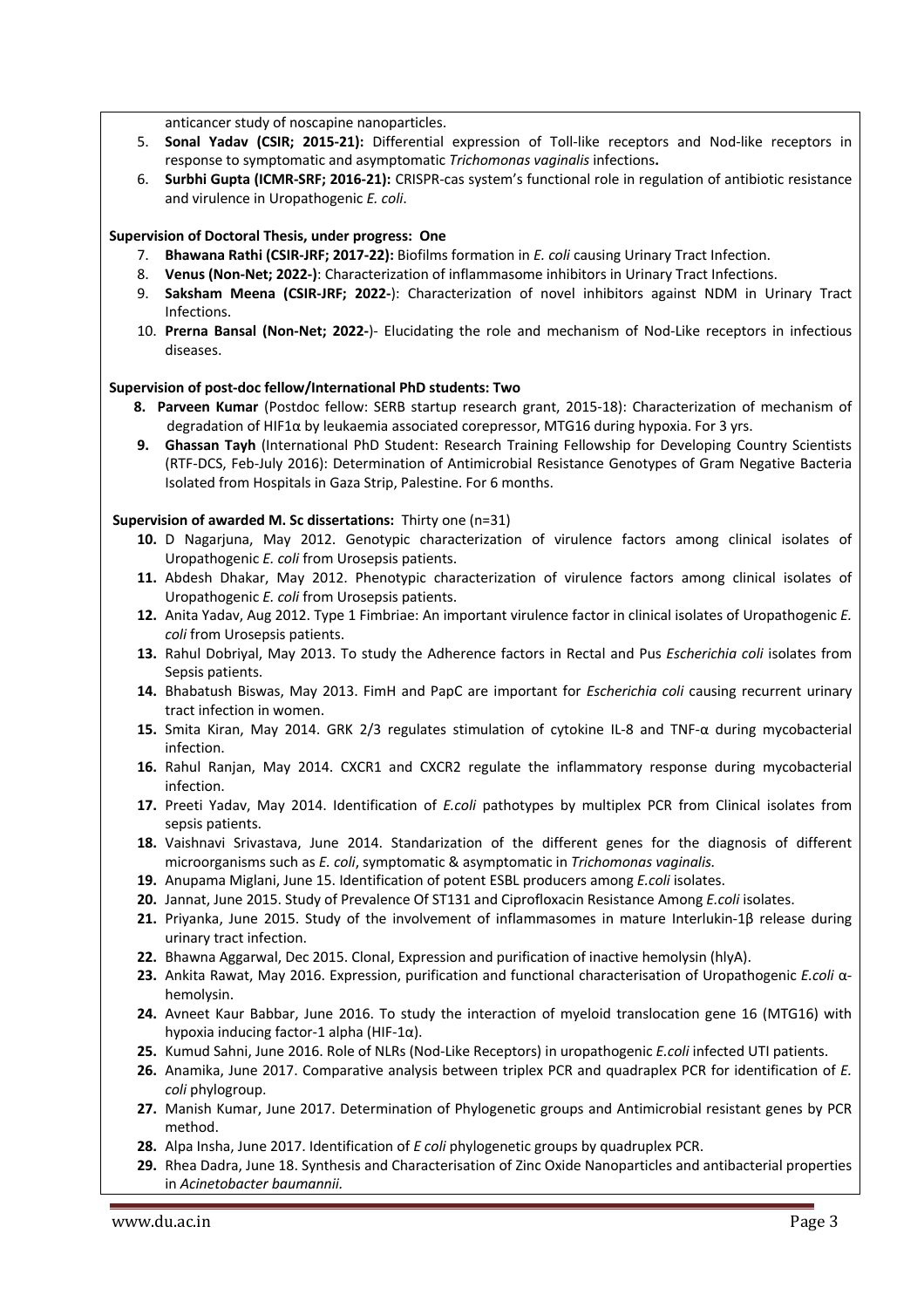anticancer study of noscapine nanoparticles.

5. **Sonal Yadav (CSIR; 2015-21):** Differential expression of Toll-like receptors and Nod-like receptors in response to symptomatic and asymptomatic *Trichomonas vaginalis* infections**.**
6. **Surbhi Gupta (ICMR-SRF; 2016-21):** CRISPR-cas system's functional role in regulation of antibiotic resistance and virulence in Uropathogenic *E. coli*.

**Supervision of Doctoral Thesis, under progress: One**

7. **Bhawana Rathi (CSIR-JRF; 2017-22):** Biofilms formation in *E. coli* causing Urinary Tract Infection.
8. **Venus (Non-Net; 2022-)**: Characterization of inflammasome inhibitors in Urinary Tract Infections.
9. **Saksham Meena (CSIR-JRF; 2022-**): Characterization of novel inhibitors against NDM in Urinary Tract Infections.
10. **Prerna Bansal (Non-Net; 2022-**)- Elucidating the role and mechanism of Nod-Like receptors in infectious diseases.

**Supervision of post-doc fellow/International PhD students: Two**

8. **Parveen Kumar** (Postdoc fellow: SERB startup research grant, 2015-18): Characterization of mechanism of degradation of HIF1α by leukaemia associated corepressor, MTG16 during hypoxia. For 3 yrs.
9. **Ghassan Tayh** (International PhD Student: Research Training Fellowship for Developing Country Scientists (RTF-DCS, Feb-July 2016): Determination of Antimicrobial Resistance Genotypes of Gram Negative Bacteria Isolated from Hospitals in Gaza Strip, Palestine. For 6 months.

**Supervision of awarded M. Sc dissertations:** Thirty one (n=31)

10. D Nagarjuna, May 2012. Genotypic characterization of virulence factors among clinical isolates of Uropathogenic *E. coli* from Urosepsis patients.
11. Abdesh Dhakar, May 2012. Phenotypic characterization of virulence factors among clinical isolates of Uropathogenic *E. coli* from Urosepsis patients.
12. Anita Yadav, Aug 2012. Type 1 Fimbriae: An important virulence factor in clinical isolates of Uropathogenic *E. coli* from Urosepsis patients.
13. Rahul Dobriyal, May 2013. To study the Adherence factors in Rectal and Pus *Escherichia coli* isolates from Sepsis patients.
14. Bhabatush Biswas, May 2013. FimH and PapC are important for *Escherichia coli* causing recurrent urinary tract infection in women.
15. Smita Kiran, May 2014. GRK 2/3 regulates stimulation of cytokine IL-8 and TNF-α during mycobacterial infection.
16. Rahul Ranjan, May 2014. CXCR1 and CXCR2 regulate the inflammatory response during mycobacterial infection.
17. Preeti Yadav, May 2014. Identification of *E.coli* pathotypes by multiplex PCR from Clinical isolates from sepsis patients.
18. Vaishnavi Srivastava, June 2014. Standarization of the different genes for the diagnosis of different microorganisms such as *E. coli*, symptomatic & asymptomatic in *Trichomonas vaginalis.*
19. Anupama Miglani, June 15. Identification of potent ESBL producers among *E.coli* isolates.
20. Jannat, June 2015. Study of Prevalence Of ST131 and Ciprofloxacin Resistance Among *E.coli* isolates.
21. Priyanka, June 2015. Study of the involvement of inflammasomes in mature Interlukin-1β release during urinary tract infection.
22. Bhawna Aggarwal, Dec 2015. Clonal, Expression and purification of inactive hemolysin (hlyA).
23. Ankita Rawat, May 2016. Expression, purification and functional characterisation of Uropathogenic *E.coli* α-hemolysin.
24. Avneet Kaur Babbar, June 2016. To study the interaction of myeloid translocation gene 16 (MTG16) with hypoxia inducing factor-1 alpha (HIF-1α).
25. Kumud Sahni, June 2016. Role of NLRs (Nod-Like Receptors) in uropathogenic *E.coli* infected UTI patients.
26. Anamika, June 2017. Comparative analysis between triplex PCR and quadraplex PCR for identification of *E. coli* phylogroup.
27. Manish Kumar, June 2017. Determination of Phylogenetic groups and Antimicrobial resistant genes by PCR method.
28. Alpa Insha, June 2017. Identification of *E coli* phylogenetic groups by quadruplex PCR.
29. Rhea Dadra, June 18. Synthesis and Characterisation of Zinc Oxide Nanoparticles and antibacterial properties in *Acinetobacter baumannii.*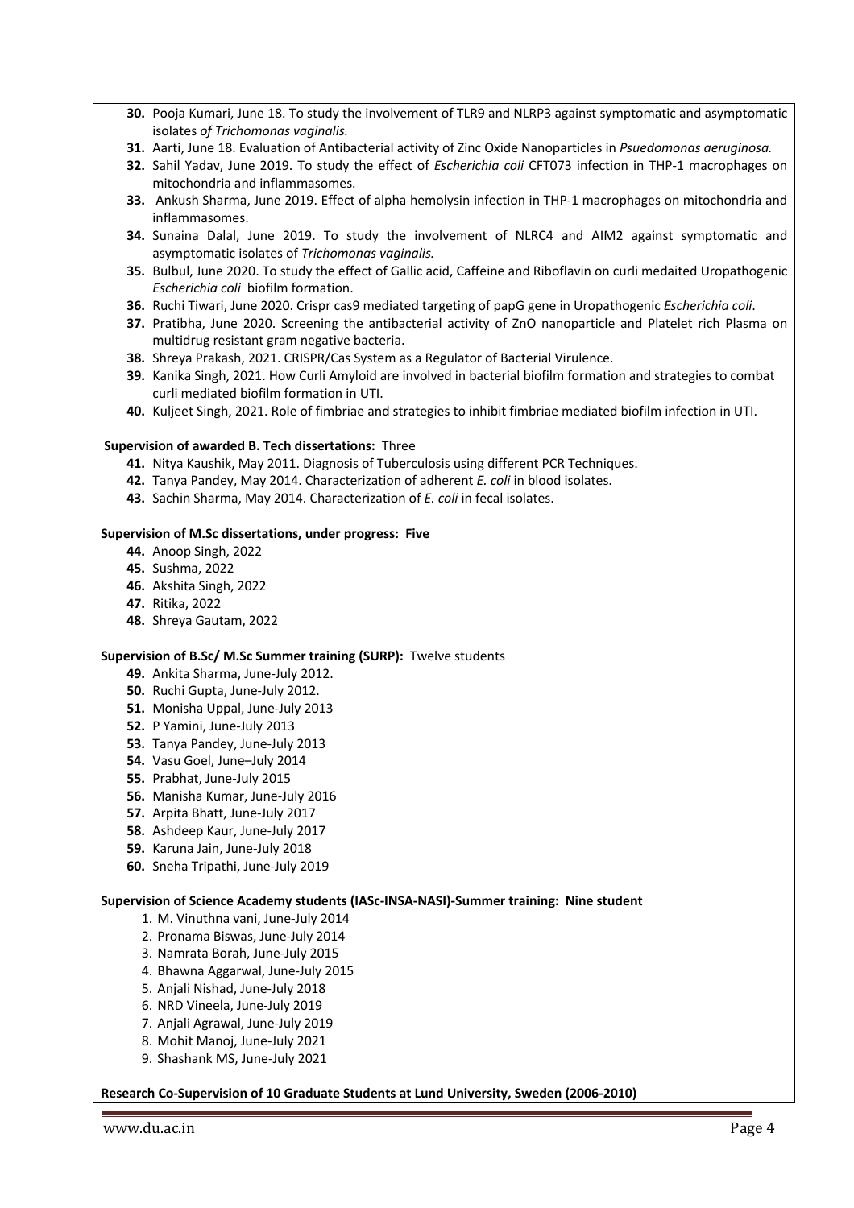30. Pooja Kumari, June 18. To study the involvement of TLR9 and NLRP3 against symptomatic and asymptomatic isolates *of Trichomonas vaginalis.*
31. Aarti, June 18. Evaluation of Antibacterial activity of Zinc Oxide Nanoparticles in *Psuedomonas aeruginosa.*
32. Sahil Yadav, June 2019. To study the effect of *Escherichia coli* CFT073 infection in THP-1 macrophages on mitochondria and inflammasomes.
33. Ankush Sharma, June 2019. Effect of alpha hemolysin infection in THP-1 macrophages on mitochondria and inflammasomes.
34. Sunaina Dalal, June 2019. To study the involvement of NLRC4 and AIM2 against symptomatic and asymptomatic isolates of *Trichomonas vaginalis.*
35. Bulbul, June 2020. To study the effect of Gallic acid, Caffeine and Riboflavin on curli medaited Uropathogenic *Escherichia coli* biofilm formation.
36. Ruchi Tiwari, June 2020. Crispr cas9 mediated targeting of papG gene in Uropathogenic *Escherichia coli*.
37. Pratibha, June 2020. Screening the antibacterial activity of ZnO nanoparticle and Platelet rich Plasma on multidrug resistant gram negative bacteria.
38. Shreya Prakash, 2021. CRISPR/Cas System as a Regulator of Bacterial Virulence.
39. Kanika Singh, 2021. How Curli Amyloid are involved in bacterial biofilm formation and strategies to combat curli mediated biofilm formation in UTI.
40. Kuljeet Singh, 2021. Role of fimbriae and strategies to inhibit fimbriae mediated biofilm infection in UTI.

**Supervision of awarded B. Tech dissertations:** Three

41. Nitya Kaushik, May 2011. Diagnosis of Tuberculosis using different PCR Techniques.
42. Tanya Pandey, May 2014. Characterization of adherent *E. coli* in blood isolates.
43. Sachin Sharma, May 2014. Characterization of *E. coli* in fecal isolates.

**Supervision of M.Sc dissertations, under progress: Five**

44. Anoop Singh, 2022
45. Sushma, 2022
46. Akshita Singh, 2022
47. Ritika, 2022
48. Shreya Gautam, 2022

**Supervision of B.Sc/ M.Sc Summer training (SURP):** Twelve students

49. Ankita Sharma, June-July 2012.
50. Ruchi Gupta, June-July 2012.
51. Monisha Uppal, June-July 2013
52. P Yamini, June-July 2013
53. Tanya Pandey, June-July 2013
54. Vasu Goel, June–July 2014
55. Prabhat, June-July 2015
56. Manisha Kumar, June-July 2016
57. Arpita Bhatt, June-July 2017
58. Ashdeep Kaur, June-July 2017
59. Karuna Jain, June-July 2018
60. Sneha Tripathi, June-July 2019

**Supervision of Science Academy students (IASc-INSA-NASI)-Summer training: Nine student**

1. M. Vinuthna vani, June-July 2014
2. Pronama Biswas, June-July 2014
3. Namrata Borah, June-July 2015
4. Bhawna Aggarwal, June-July 2015
5. Anjali Nishad, June-July 2018
6. NRD Vineela, June-July 2019
7. Anjali Agrawal, June-July 2019
8. Mohit Manoj, June-July 2021
9. Shashank MS, June-July 2021

**Research Co-Supervision of 10 Graduate Students at Lund University, Sweden (2006-2010)**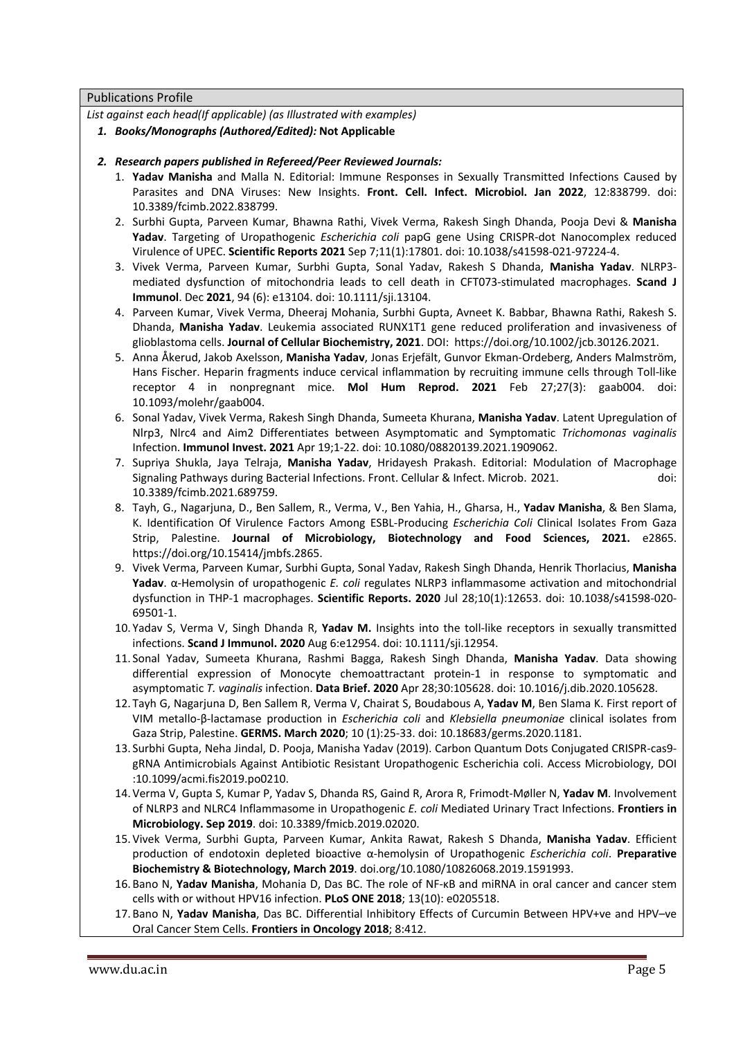Publications Profile

*List against each head(If applicable) (as Illustrated with examples)*

1. ***Books/Monographs (Authored/Edited):*** **Not Applicable**

2. ***Research papers published in Refereed/Peer Reviewed Journals:***

   1. **Yadav Manisha** and Malla N. Editorial: Immune Responses in Sexually Transmitted Infections Caused by Parasites and DNA Viruses: New Insights. **Front. Cell. Infect. Microbiol. Jan 2022**, 12:838799. doi: 10.3389/fcimb.2022.838799.
   2. Surbhi Gupta, Parveen Kumar, Bhawna Rathi, Vivek Verma, Rakesh Singh Dhanda, Pooja Devi & **Manisha Yadav**. Targeting of Uropathogenic *Escherichia coli* papG gene Using CRISPR-dot Nanocomplex reduced Virulence of UPEC. **Scientific Reports 2021** Sep 7;11(1):17801. doi: 10.1038/s41598-021-97224-4.
   3. Vivek Verma, Parveen Kumar, Surbhi Gupta, Sonal Yadav, Rakesh S Dhanda, **Manisha Yadav**. NLRP3-mediated dysfunction of mitochondria leads to cell death in CFT073-stimulated macrophages. **Scand J Immunol**. Dec **2021**, 94 (6): e13104. doi: 10.1111/sji.13104.
   4. Parveen Kumar, Vivek Verma, Dheeraj Mohania, Surbhi Gupta, Avneet K. Babbar, Bhawna Rathi, Rakesh S. Dhanda, **Manisha Yadav**. Leukemia associated RUNX1T1 gene reduced proliferation and invasiveness of glioblastoma cells. **Journal of Cellular Biochemistry, 2021**. DOI: https://doi.org/10.1002/jcb.30126.2021.
   5. Anna Åkerud, Jakob Axelsson, **Manisha Yadav**, Jonas Erjefält, Gunvor Ekman-Ordeberg, Anders Malmström, Hans Fischer. Heparin fragments induce cervical inflammation by recruiting immune cells through Toll-like receptor 4 in nonpregnant mice. **Mol Hum Reprod. 2021** Feb 27;27(3): gaab004. doi: 10.1093/molehr/gaab004.
   6. Sonal Yadav, Vivek Verma, Rakesh Singh Dhanda, Sumeeta Khurana, **Manisha Yadav**. Latent Upregulation of Nlrp3, Nlrc4 and Aim2 Differentiates between Asymptomatic and Symptomatic *Trichomonas vaginalis* Infection. **Immunol Invest. 2021** Apr 19;1-22. doi: 10.1080/08820139.2021.1909062.
   7. Supriya Shukla, Jaya Telraja, **Manisha Yadav**, Hridayesh Prakash. Editorial: Modulation of Macrophage Signaling Pathways during Bacterial Infections. Front. Cellular & Infect. Microb. 2021. doi: 10.3389/fcimb.2021.689759.
   8. Tayh, G., Nagarjuna, D., Ben Sallem, R., Verma, V., Ben Yahia, H., Gharsa, H., **Yadav Manisha**, & Ben Slama, K. Identification Of Virulence Factors Among ESBL-Producing *Escherichia Coli* Clinical Isolates From Gaza Strip, Palestine. **Journal of Microbiology, Biotechnology and Food Sciences, 2021.** e2865. https://doi.org/10.15414/jmbfs.2865.
   9. Vivek Verma, Parveen Kumar, Surbhi Gupta, Sonal Yadav, Rakesh Singh Dhanda, Henrik Thorlacius, **Manisha Yadav**. α-Hemolysin of uropathogenic *E. coli* regulates NLRP3 inflammasome activation and mitochondrial dysfunction in THP-1 macrophages. **Scientific Reports. 2020** Jul 28;10(1):12653. doi: 10.1038/s41598-020-69501-1.
   10. Yadav S, Verma V, Singh Dhanda R, **Yadav M.** Insights into the toll-like receptors in sexually transmitted infections. **Scand J Immunol. 2020** Aug 6:e12954. doi: 10.1111/sji.12954.
   11. Sonal Yadav, Sumeeta Khurana, Rashmi Bagga, Rakesh Singh Dhanda, **Manisha Yadav**. Data showing differential expression of Monocyte chemoattractant protein-1 in response to symptomatic and asymptomatic *T. vaginalis* infection. **Data Brief. 2020** Apr 28;30:105628. doi: 10.1016/j.dib.2020.105628.
   12. Tayh G, Nagarjuna D, Ben Sallem R, Verma V, Chairat S, Boudabous A, **Yadav M**, Ben Slama K. First report of VIM metallo-β-lactamase production in *Escherichia coli* and *Klebsiella pneumoniae* clinical isolates from Gaza Strip, Palestine. **GERMS. March 2020**; 10 (1):25-33. doi: 10.18683/germs.2020.1181.
   13. Surbhi Gupta, Neha Jindal, D. Pooja, Manisha Yadav (2019). Carbon Quantum Dots Conjugated CRISPR-cas9-gRNA Antimicrobials Against Antibiotic Resistant Uropathogenic Escherichia coli. Access Microbiology, DOI :10.1099/acmi.fis2019.po0210.
   14. Verma V, Gupta S, Kumar P, Yadav S, Dhanda RS, Gaind R, Arora R, Frimodt-Møller N, **Yadav M**. Involvement of NLRP3 and NLRC4 Inflammasome in Uropathogenic *E. coli* Mediated Urinary Tract Infections. **Frontiers in Microbiology. Sep 2019**. doi: 10.3389/fmicb.2019.02020.
   15. Vivek Verma, Surbhi Gupta, Parveen Kumar, Ankita Rawat, Rakesh S Dhanda, **Manisha Yadav**. Efficient production of endotoxin depleted bioactive α-hemolysin of Uropathogenic *Escherichia coli*. **Preparative Biochemistry & Biotechnology, March 2019**. doi.org/10.1080/10826068.2019.1591993.
   16. Bano N, **Yadav Manisha**, Mohania D, Das BC. The role of NF-κB and miRNA in oral cancer and cancer stem cells with or without HPV16 infection. **PLoS ONE 2018**; 13(10): e0205518.
   17. Bano N, **Yadav Manisha**, Das BC. Differential Inhibitory Effects of Curcumin Between HPV+ve and HPV–ve Oral Cancer Stem Cells. **Frontiers in Oncology 2018**; 8:412.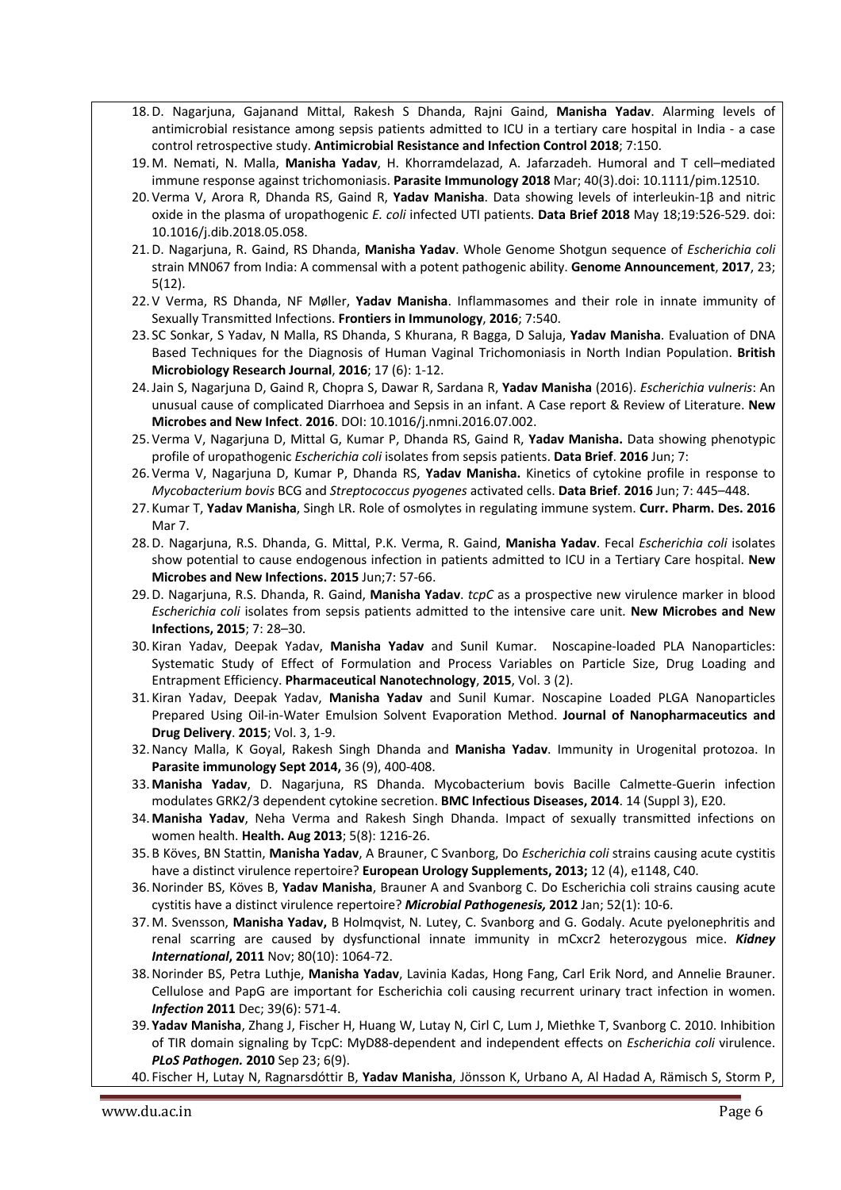18. D. Nagarjuna, Gajanand Mittal, Rakesh S Dhanda, Rajni Gaind, **Manisha Yadav**. Alarming levels of antimicrobial resistance among sepsis patients admitted to ICU in a tertiary care hospital in India - a case control retrospective study. **Antimicrobial Resistance and Infection Control 2018**; 7:150.
19. M. Nemati, N. Malla, **Manisha Yadav**, H. Khorramdelazad, A. Jafarzadeh. Humoral and T cell–mediated immune response against trichomoniasis. **Parasite Immunology 2018** Mar; 40(3).doi: 10.1111/pim.12510.
20. Verma V, Arora R, Dhanda RS, Gaind R, **Yadav Manisha**. Data showing levels of interleukin-1β and nitric oxide in the plasma of uropathogenic *E. coli* infected UTI patients. **Data Brief 2018** May 18;19:526-529. doi: 10.1016/j.dib.2018.05.058.
21. D. Nagarjuna, R. Gaind, RS Dhanda, **Manisha Yadav**. Whole Genome Shotgun sequence of *Escherichia coli* strain MN067 from India: A commensal with a potent pathogenic ability. **Genome Announcement**, **2017**, 23; 5(12).
22. V Verma, RS Dhanda, NF Møller, **Yadav Manisha**. Inflammasomes and their role in innate immunity of Sexually Transmitted Infections. **Frontiers in Immunology**, **2016**; 7:540.
23. SC Sonkar, S Yadav, N Malla, RS Dhanda, S Khurana, R Bagga, D Saluja, **Yadav Manisha**. Evaluation of DNA Based Techniques for the Diagnosis of Human Vaginal Trichomoniasis in North Indian Population. **British Microbiology Research Journal**, **2016**; 17 (6): 1-12.
24. Jain S, Nagarjuna D, Gaind R, Chopra S, Dawar R, Sardana R, **Yadav Manisha** (2016). *Escherichia vulneris*: An unusual cause of complicated Diarrhoea and Sepsis in an infant. A Case report & Review of Literature. **New Microbes and New Infect**. **2016**. DOI: 10.1016/j.nmni.2016.07.002.
25. Verma V, Nagarjuna D, Mittal G, Kumar P, Dhanda RS, Gaind R, **Yadav Manisha.** Data showing phenotypic profile of uropathogenic *Escherichia coli* isolates from sepsis patients. **Data Brief**. **2016** Jun; 7:
26. Verma V, Nagarjuna D, Kumar P, Dhanda RS, **Yadav Manisha.** Kinetics of cytokine profile in response to *Mycobacterium bovis* BCG and *Streptococcus pyogenes* activated cells. **Data Brief**. **2016** Jun; 7: 445–448.
27. Kumar T, **Yadav Manisha**, Singh LR. Role of osmolytes in regulating immune system. **Curr. Pharm. Des. 2016** Mar 7.
28. D. Nagarjuna, R.S. Dhanda, G. Mittal, P.K. Verma, R. Gaind, **Manisha Yadav**. Fecal *Escherichia coli* isolates show potential to cause endogenous infection in patients admitted to ICU in a Tertiary Care hospital. **New Microbes and New Infections. 2015** Jun;7: 57-66.
29. D. Nagarjuna, R.S. Dhanda, R. Gaind, **Manisha Yadav**. *tcpC* as a prospective new virulence marker in blood *Escherichia coli* isolates from sepsis patients admitted to the intensive care unit. **New Microbes and New Infections, 2015**; 7: 28–30.
30. Kiran Yadav, Deepak Yadav, **Manisha Yadav** and Sunil Kumar. Noscapine-loaded PLA Nanoparticles: Systematic Study of Effect of Formulation and Process Variables on Particle Size, Drug Loading and Entrapment Efficiency. **Pharmaceutical Nanotechnology**, **2015**, Vol. 3 (2).
31. Kiran Yadav, Deepak Yadav, **Manisha Yadav** and Sunil Kumar. Noscapine Loaded PLGA Nanoparticles Prepared Using Oil-in-Water Emulsion Solvent Evaporation Method. **Journal of Nanopharmaceutics and Drug Delivery**. **2015**; Vol. 3, 1-9.
32. Nancy Malla, K Goyal, Rakesh Singh Dhanda and **Manisha Yadav**. Immunity in Urogenital protozoa. In **Parasite immunology Sept 2014,** 36 (9), 400-408.
33. **Manisha Yadav**, D. Nagarjuna, RS Dhanda. Mycobacterium bovis Bacille Calmette-Guerin infection modulates GRK2/3 dependent cytokine secretion. **BMC Infectious Diseases, 2014**. 14 (Suppl 3), E20.
34. **Manisha Yadav**, Neha Verma and Rakesh Singh Dhanda. Impact of sexually transmitted infections on women health. **Health. Aug 2013**; 5(8): 1216-26.
35. B Köves, BN Stattin, **Manisha Yadav**, A Brauner, C Svanborg, Do *Escherichia coli* strains causing acute cystitis have a distinct virulence repertoire? **European Urology Supplements, 2013;** 12 (4), e1148, C40.
36. Norinder BS, Köves B, **Yadav Manisha**, Brauner A and Svanborg C. Do Escherichia coli strains causing acute cystitis have a distinct virulence repertoire? ***Microbial Pathogenesis,*** **2012** Jan; 52(1): 10-6.
37. M. Svensson, **Manisha Yadav,** B Holmqvist, N. Lutey, C. Svanborg and G. Godaly. Acute pyelonephritis and renal scarring are caused by dysfunctional innate immunity in mCxcr2 heterozygous mice. ***Kidney International*****, 2011** Nov; 80(10): 1064-72.
38. Norinder BS, Petra Luthje, **Manisha Yadav**, Lavinia Kadas, Hong Fang, Carl Erik Nord, and Annelie Brauner. Cellulose and PapG are important for Escherichia coli causing recurrent urinary tract infection in women. ***Infection*** **2011** Dec; 39(6): 571-4.
39. **Yadav Manisha**, Zhang J, Fischer H, Huang W, Lutay N, Cirl C, Lum J, Miethke T, Svanborg C. 2010. Inhibition of TIR domain signaling by TcpC: MyD88-dependent and independent effects on *Escherichia coli* virulence. ***PLoS Pathogen.*** **2010** Sep 23; 6(9).
40. Fischer H, Lutay N, Ragnarsdóttir B, **Yadav Manisha**, Jönsson K, Urbano A, Al Hadad A, Rämisch S, Storm P,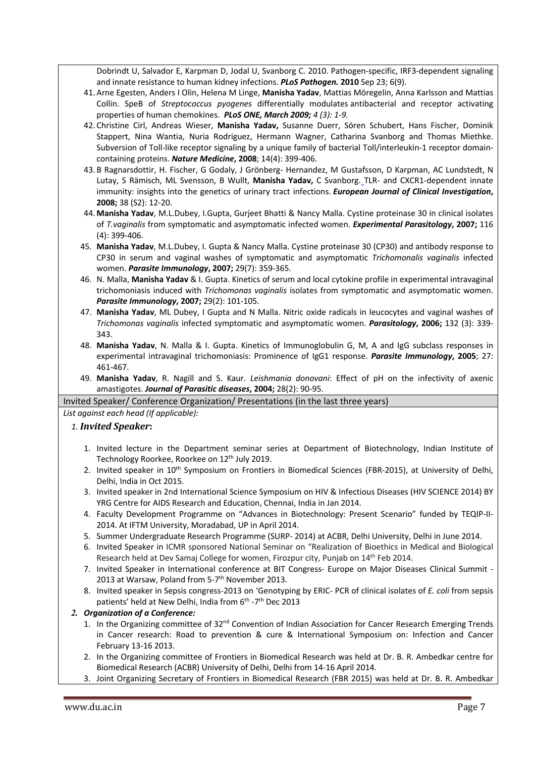Dobrindt U, Salvador E, Karpman D, Jodal U, Svanborg C. 2010. Pathogen-specific, IRF3-dependent signaling and innate resistance to human kidney infections. ***PLoS Pathogen.*** **2010** Sep 23; 6(9).

41. Arne Egesten, Anders I Olin, Helena M Linge, **Manisha Yadav**, Mattias Möregelin, Anna Karlsson and Mattias Collin. SpeB of *Streptococcus pyogenes* differentially modulates antibacterial and receptor activating properties of human chemokines. ***PLoS ONE, March 2009;*** *4 (3): 1-9.*
42. Christine Cirl, Andreas Wieser, **Manisha Yadav,** Susanne Duerr, Sören Schubert, Hans Fischer, Dominik Stappert, Nina Wantia, Nuria Rodriguez, Hermann Wagner, Catharina Svanborg and Thomas Miethke. Subversion of Toll-like receptor signaling by a unique family of bacterial Toll/interleukin-1 receptor domain-containing proteins. ***Nature Medicine*****, 2008**; 14(4): 399-406.
43. B Ragnarsdottir, H. Fischer, G Godaly, J Grönberg- Hernandez, M Gustafsson, D Karpman, AC Lundstedt, N Lutay, S Rämisch, ML Svensson, B Wullt, **Manisha Yadav,** C Svanborg. TLR- and CXCR1-dependent innate immunity: insights into the genetics of urinary tract infections. ***European Journal of Clinical Investigation*****, 2008;** 38 (S2): 12-20.
44. **Manisha Yadav**, M.L.Dubey, I.Gupta, Gurjeet Bhatti & Nancy Malla. Cystine proteinase 30 in clinical isolates of *T.vaginalis* from symptomatic and asymptomatic infected women. ***Experimental Parasitology*****, 2007;** 116 (4): 399-406.
45. **Manisha Yadav**, M.L.Dubey, I. Gupta & Nancy Malla. Cystine proteinase 30 (CP30) and antibody response to CP30 in serum and vaginal washes of symptomatic and asymptomatic *Trichomonalis vaginalis* infected women. ***Parasite Immunology*****, 2007;** 29(7): 359-365.
46. N. Malla, **Manisha Yadav** & I. Gupta. Kinetics of serum and local cytokine profile in experimental intravaginal trichomoniasis induced with *Trichomonas vaginalis* isolates from symptomatic and asymptomatic women. ***Parasite Immunology*****, 2007;** 29(2): 101-105.
47. **Manisha Yadav**, ML Dubey, I Gupta and N Malla. Nitric oxide radicals in leucocytes and vaginal washes of *Trichomonas vaginalis* infected symptomatic and asymptomatic women. ***Parasitology*****, 2006;** 132 (3): 339-343.
48. **Manisha Yadav**, N. Malla & I. Gupta. Kinetics of Immunoglobulin G, M, A and IgG subclass responses in experimental intravaginal trichomoniasis: Prominence of IgG1 response. ***Parasite Immunology*****, 2005**; 27: 461-467.
49. **Manisha Yadav**, R. Nagill and S. Kaur. *Leishmania donovani*: Effect of pH on the infectivity of axenic amastigotes. ***Journal of Parasitic diseases*****, 2004;** 28(2): 90-95.

## Invited Speaker/ Conference Organization/ Presentations (in the last three years)

*List against each head (If applicable):*

### 1. *Invited Speaker*:

1. Invited lecture in the Department seminar series at Department of Biotechnology, Indian Institute of Technology Roorkee, Roorkee on 12th July 2019.
2. Invited speaker in 10th Symposium on Frontiers in Biomedical Sciences (FBR-2015), at University of Delhi, Delhi, India in Oct 2015.
3. Invited speaker in 2nd International Science Symposium on HIV & Infectious Diseases (HIV SCIENCE 2014) BY YRG Centre for AIDS Research and Education, Chennai, India in Jan 2014.
4. Faculty Development Programme on "Advances in Biotechnology: Present Scenario" funded by TEQIP-II-2014. At IFTM University, Moradabad, UP in April 2014.
5. Summer Undergraduate Research Programme (SURP- 2014) at ACBR, Delhi University, Delhi in June 2014.
6. Invited Speaker in ICMR sponsored National Seminar on "Realization of Bioethics in Medical and Biological Research held at Dev Samaj College for women, Firozpur city, Punjab on 14th Feb 2014.
7. Invited Speaker in International conference at BIT Congress- Europe on Major Diseases Clinical Summit - 2013 at Warsaw, Poland from 5-7th November 2013.
8. Invited speaker in Sepsis congress-2013 on 'Genotyping by ERIC- PCR of clinical isolates of *E. coli* from sepsis patients' held at New Delhi, India from 6th -7th Dec 2013

### 2. *Organization of a Conference:*

1. In the Organizing committee of 32nd Convention of Indian Association for Cancer Research Emerging Trends in Cancer research: Road to prevention & cure & International Symposium on: Infection and Cancer February 13-16 2013.
2. In the Organizing committee of Frontiers in Biomedical Research was held at Dr. B. R. Ambedkar centre for Biomedical Research (ACBR) University of Delhi, Delhi from 14-16 April 2014.
3. Joint Organizing Secretary of Frontiers in Biomedical Research (FBR 2015) was held at Dr. B. R. Ambedkar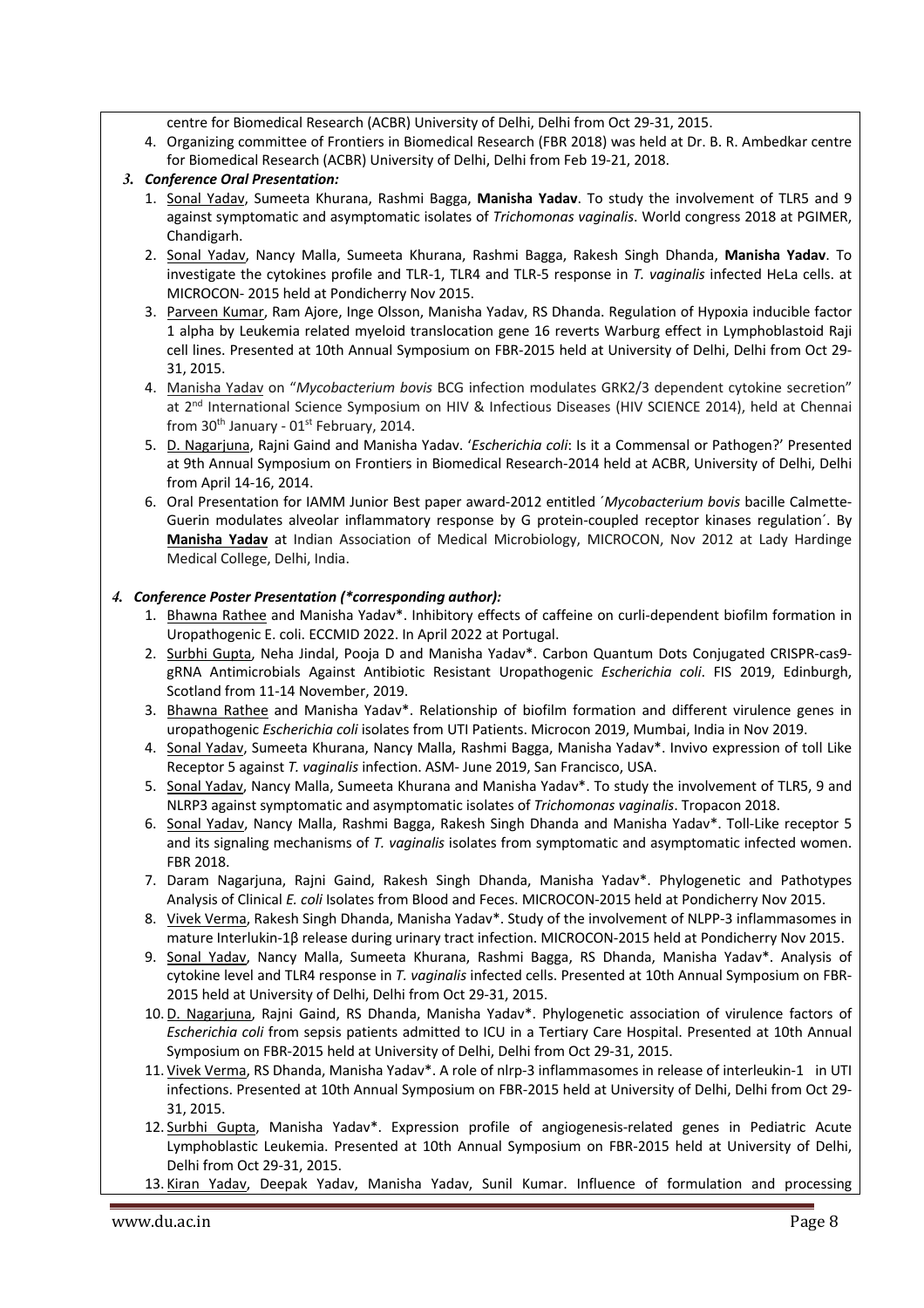centre for Biomedical Research (ACBR) University of Delhi, Delhi from Oct 29-31, 2015.

4. Organizing committee of Frontiers in Biomedical Research (FBR 2018) was held at Dr. B. R. Ambedkar centre for Biomedical Research (ACBR) University of Delhi, Delhi from Feb 19-21, 2018.

### 3. *Conference Oral Presentation:*

1. Sonal Yadav, Sumeeta Khurana, Rashmi Bagga, **Manisha Yadav**. To study the involvement of TLR5 and 9 against symptomatic and asymptomatic isolates of *Trichomonas vaginalis*. World congress 2018 at PGIMER, Chandigarh.
2. Sonal Yadav, Nancy Malla, Sumeeta Khurana, Rashmi Bagga, Rakesh Singh Dhanda, **Manisha Yadav**. To investigate the cytokines profile and TLR-1, TLR4 and TLR-5 response in *T. vaginalis* infected HeLa cells. at MICROCON- 2015 held at Pondicherry Nov 2015.
3. Parveen Kumar, Ram Ajore, Inge Olsson, Manisha Yadav, RS Dhanda. Regulation of Hypoxia inducible factor 1 alpha by Leukemia related myeloid translocation gene 16 reverts Warburg effect in Lymphoblastoid Raji cell lines. Presented at 10th Annual Symposium on FBR-2015 held at University of Delhi, Delhi from Oct 29-31, 2015.
4. Manisha Yadav on "*Mycobacterium bovis* BCG infection modulates GRK2/3 dependent cytokine secretion" at 2nd International Science Symposium on HIV & Infectious Diseases (HIV SCIENCE 2014), held at Chennai from 30th January - 01st February, 2014.
5. D. Nagarjuna, Rajni Gaind and Manisha Yadav. '*Escherichia coli*: Is it a Commensal or Pathogen?' Presented at 9th Annual Symposium on Frontiers in Biomedical Research-2014 held at ACBR, University of Delhi, Delhi from April 14-16, 2014.
6. Oral Presentation for IAMM Junior Best paper award-2012 entitled ´*Mycobacterium bovis* bacille Calmette-Guerin modulates alveolar inflammatory response by G protein-coupled receptor kinases regulation´. By **Manisha Yadav** at Indian Association of Medical Microbiology, MICROCON, Nov 2012 at Lady Hardinge Medical College, Delhi, India.

### 4. *Conference Poster Presentation (*corresponding author):*

1. Bhawna Rathee and Manisha Yadav*. Inhibitory effects of caffeine on curli-dependent biofilm formation in Uropathogenic E. coli. ECCMID 2022. In April 2022 at Portugal.
2. Surbhi Gupta, Neha Jindal, Pooja D and Manisha Yadav*. Carbon Quantum Dots Conjugated CRISPR-cas9-gRNA Antimicrobials Against Antibiotic Resistant Uropathogenic *Escherichia coli*. FIS 2019, Edinburgh, Scotland from 11-14 November, 2019.
3. Bhawna Rathee and Manisha Yadav*. Relationship of biofilm formation and different virulence genes in uropathogenic *Escherichia coli* isolates from UTI Patients. Microcon 2019, Mumbai, India in Nov 2019.
4. Sonal Yadav, Sumeeta Khurana, Nancy Malla, Rashmi Bagga, Manisha Yadav*. Invivo expression of toll Like Receptor 5 against *T. vaginalis* infection. ASM- June 2019, San Francisco, USA.
5. Sonal Yadav, Nancy Malla, Sumeeta Khurana and Manisha Yadav*. To study the involvement of TLR5, 9 and NLRP3 against symptomatic and asymptomatic isolates of *Trichomonas vaginalis*. Tropacon 2018.
6. Sonal Yadav, Nancy Malla, Rashmi Bagga, Rakesh Singh Dhanda and Manisha Yadav*. Toll-Like receptor 5 and its signaling mechanisms of *T. vaginalis* isolates from symptomatic and asymptomatic infected women. FBR 2018.
7. Daram Nagarjuna, Rajni Gaind, Rakesh Singh Dhanda, Manisha Yadav*. Phylogenetic and Pathotypes Analysis of Clinical *E. coli* Isolates from Blood and Feces. MICROCON-2015 held at Pondicherry Nov 2015.
8. Vivek Verma, Rakesh Singh Dhanda, Manisha Yadav*. Study of the involvement of NLPP-3 inflammasomes in mature Interlukin-1β release during urinary tract infection. MICROCON-2015 held at Pondicherry Nov 2015.
9. Sonal Yadav, Nancy Malla, Sumeeta Khurana, Rashmi Bagga, RS Dhanda, Manisha Yadav*. Analysis of cytokine level and TLR4 response in *T. vaginalis* infected cells. Presented at 10th Annual Symposium on FBR-2015 held at University of Delhi, Delhi from Oct 29-31, 2015.
10. D. Nagarjuna, Rajni Gaind, RS Dhanda, Manisha Yadav*. Phylogenetic association of virulence factors of *Escherichia coli* from sepsis patients admitted to ICU in a Tertiary Care Hospital. Presented at 10th Annual Symposium on FBR-2015 held at University of Delhi, Delhi from Oct 29-31, 2015.
11. Vivek Verma, RS Dhanda, Manisha Yadav*. A role of nlrp-3 inflammasomes in release of interleukin-1 in UTI infections. Presented at 10th Annual Symposium on FBR-2015 held at University of Delhi, Delhi from Oct 29-31, 2015.
12. Surbhi Gupta, Manisha Yadav*. Expression profile of angiogenesis-related genes in Pediatric Acute Lymphoblastic Leukemia. Presented at 10th Annual Symposium on FBR-2015 held at University of Delhi, Delhi from Oct 29-31, 2015.
13. Kiran Yadav, Deepak Yadav, Manisha Yadav, Sunil Kumar. Influence of formulation and processing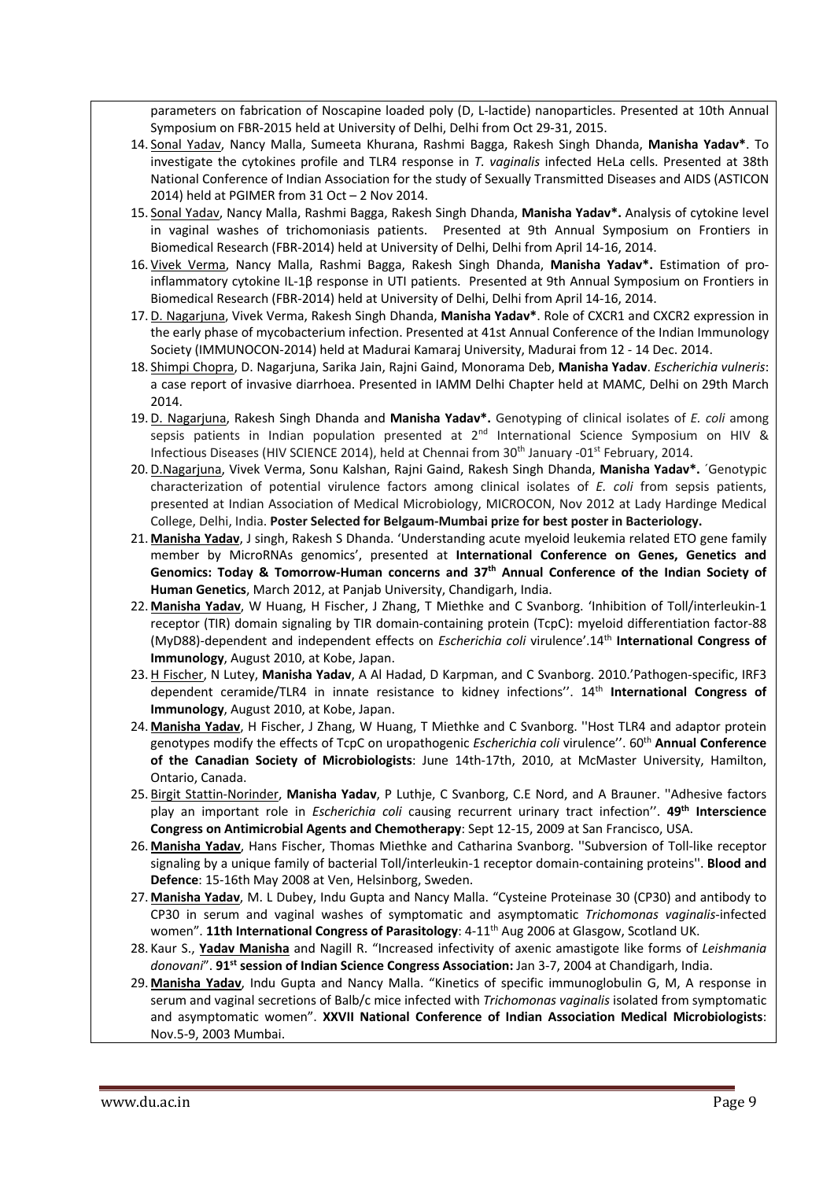parameters on fabrication of Noscapine loaded poly (D, L-lactide) nanoparticles. Presented at 10th Annual Symposium on FBR-2015 held at University of Delhi, Delhi from Oct 29-31, 2015.

14. Sonal Yadav, Nancy Malla, Sumeeta Khurana, Rashmi Bagga, Rakesh Singh Dhanda, **Manisha Yadav***. To investigate the cytokines profile and TLR4 response in *T. vaginalis* infected HeLa cells. Presented at 38th National Conference of Indian Association for the study of Sexually Transmitted Diseases and AIDS (ASTICON 2014) held at PGIMER from 31 Oct – 2 Nov 2014.
15. Sonal Yadav, Nancy Malla, Rashmi Bagga, Rakesh Singh Dhanda, **Manisha Yadav*.** Analysis of cytokine level in vaginal washes of trichomoniasis patients. Presented at 9th Annual Symposium on Frontiers in Biomedical Research (FBR-2014) held at University of Delhi, Delhi from April 14-16, 2014.
16. Vivek Verma, Nancy Malla, Rashmi Bagga, Rakesh Singh Dhanda, **Manisha Yadav*.** Estimation of pro-inflammatory cytokine IL-1β response in UTI patients. Presented at 9th Annual Symposium on Frontiers in Biomedical Research (FBR-2014) held at University of Delhi, Delhi from April 14-16, 2014.
17. D. Nagarjuna, Vivek Verma, Rakesh Singh Dhanda, **Manisha Yadav***. Role of CXCR1 and CXCR2 expression in the early phase of mycobacterium infection. Presented at 41st Annual Conference of the Indian Immunology Society (IMMUNOCON-2014) held at Madurai Kamaraj University, Madurai from 12 - 14 Dec. 2014.
18. Shimpi Chopra, D. Nagarjuna, Sarika Jain, Rajni Gaind, Monorama Deb, **Manisha Yadav**. *Escherichia vulneris*: a case report of invasive diarrhoea. Presented in IAMM Delhi Chapter held at MAMC, Delhi on 29th March 2014.
19. D. Nagarjuna, Rakesh Singh Dhanda and **Manisha Yadav*.** Genotyping of clinical isolates of *E. coli* among sepsis patients in Indian population presented at 2nd International Science Symposium on HIV & Infectious Diseases (HIV SCIENCE 2014), held at Chennai from 30th January -01st February, 2014.
20. D.Nagarjuna, Vivek Verma, Sonu Kalshan, Rajni Gaind, Rakesh Singh Dhanda, **Manisha Yadav*.** ´Genotypic characterization of potential virulence factors among clinical isolates of *E. coli* from sepsis patients, presented at Indian Association of Medical Microbiology, MICROCON, Nov 2012 at Lady Hardinge Medical College, Delhi, India. **Poster Selected for Belgaum-Mumbai prize for best poster in Bacteriology.**
21. **Manisha Yadav**, J singh, Rakesh S Dhanda. 'Understanding acute myeloid leukemia related ETO gene family member by MicroRNAs genomics', presented at **International Conference on Genes, Genetics and Genomics: Today & Tomorrow-Human concerns and 37th Annual Conference of the Indian Society of Human Genetics**, March 2012, at Panjab University, Chandigarh, India.
22. **Manisha Yadav**, W Huang, H Fischer, J Zhang, T Miethke and C Svanborg. 'Inhibition of Toll/interleukin-1 receptor (TIR) domain signaling by TIR domain-containing protein (TcpC): myeloid differentiation factor-88 (MyD88)-dependent and independent effects on *Escherichia coli* virulence'.14th **International Congress of Immunology**, August 2010, at Kobe, Japan.
23. H Fischer, N Lutey, **Manisha Yadav**, A Al Hadad, D Karpman, and C Svanborg. 2010.'Pathogen-specific, IRF3 dependent ceramide/TLR4 in innate resistance to kidney infections''. 14th **International Congress of Immunology**, August 2010, at Kobe, Japan.
24. **Manisha Yadav**, H Fischer, J Zhang, W Huang, T Miethke and C Svanborg. ''Host TLR4 and adaptor protein genotypes modify the effects of TcpC on uropathogenic *Escherichia coli* virulence''. 60th **Annual Conference of the Canadian Society of Microbiologists**: June 14th-17th, 2010, at McMaster University, Hamilton, Ontario, Canada.
25. Birgit Stattin-Norinder, **Manisha Yadav**, P Luthje, C Svanborg, C.E Nord, and A Brauner. ''Adhesive factors play an important role in *Escherichia coli* causing recurrent urinary tract infection''. **49th Interscience Congress on Antimicrobial Agents and Chemotherapy**: Sept 12-15, 2009 at San Francisco, USA.
26. **Manisha Yadav**, Hans Fischer, Thomas Miethke and Catharina Svanborg. ''Subversion of Toll-like receptor signaling by a unique family of bacterial Toll/interleukin-1 receptor domain-containing proteins''. **Blood and Defence**: 15-16th May 2008 at Ven, Helsinborg, Sweden.
27. **Manisha Yadav**, M. L Dubey, Indu Gupta and Nancy Malla. "Cysteine Proteinase 30 (CP30) and antibody to CP30 in serum and vaginal washes of symptomatic and asymptomatic *Trichomonas vaginalis*-infected women". **11th International Congress of Parasitology**: 4-11th Aug 2006 at Glasgow, Scotland UK.
28. Kaur S., **Yadav Manisha** and Nagill R. "Increased infectivity of axenic amastigote like forms of *Leishmania donovani*". **91st session of Indian Science Congress Association:** Jan 3-7, 2004 at Chandigarh, India.
29. **Manisha Yadav**, Indu Gupta and Nancy Malla. "Kinetics of specific immunoglobulin G, M, A response in serum and vaginal secretions of Balb/c mice infected with *Trichomonas vaginalis* isolated from symptomatic and asymptomatic women". **XXVII National Conference of Indian Association Medical Microbiologists**: Nov.5-9, 2003 Mumbai.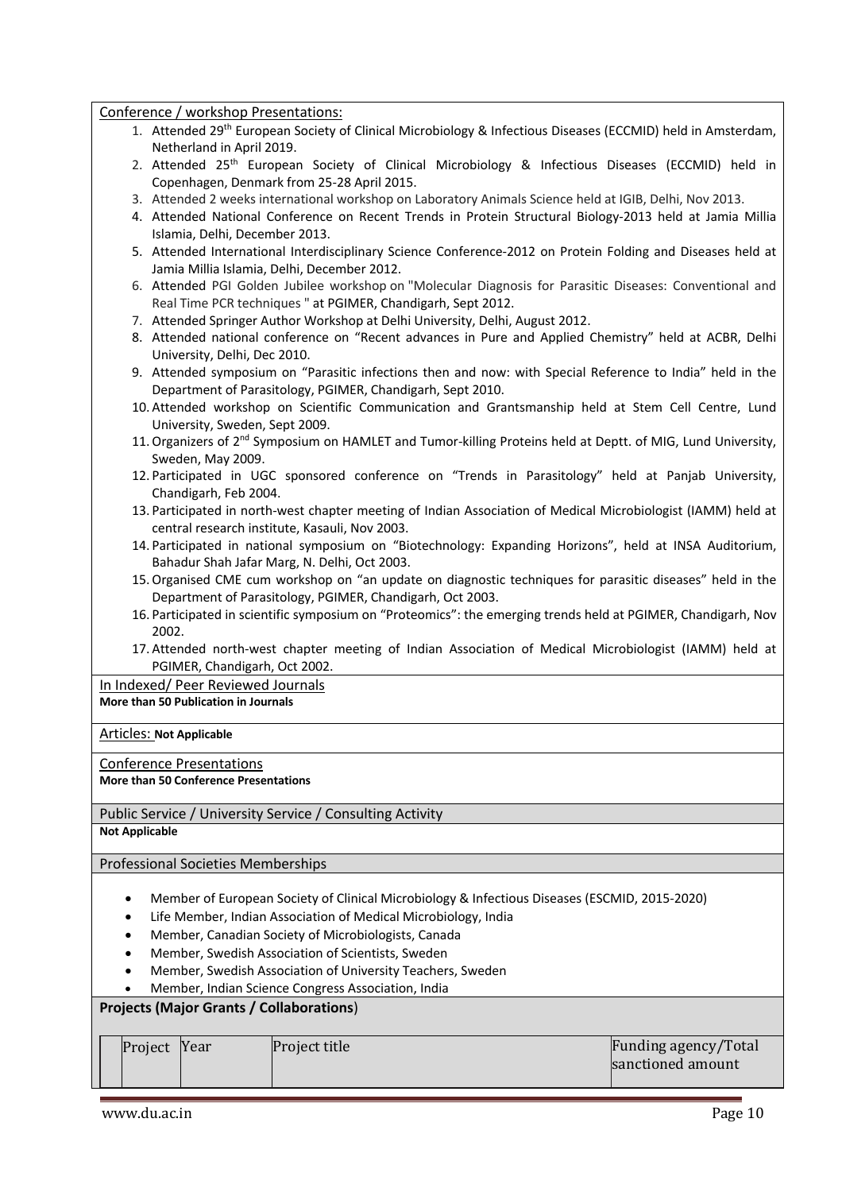Conference / workshop Presentations:

1. Attended 29th European Society of Clinical Microbiology & Infectious Diseases (ECCMID) held in Amsterdam, Netherland in April 2019.
2. Attended 25th European Society of Clinical Microbiology & Infectious Diseases (ECCMID) held in Copenhagen, Denmark from 25-28 April 2015.
3. Attended 2 weeks international workshop on Laboratory Animals Science held at IGIB, Delhi, Nov 2013.
4. Attended National Conference on Recent Trends in Protein Structural Biology-2013 held at Jamia Millia Islamia, Delhi, December 2013.
5. Attended International Interdisciplinary Science Conference-2012 on Protein Folding and Diseases held at Jamia Millia Islamia, Delhi, December 2012.
6. Attended PGI Golden Jubilee workshop on "Molecular Diagnosis for Parasitic Diseases: Conventional and Real Time PCR techniques " at PGIMER, Chandigarh, Sept 2012.
7. Attended Springer Author Workshop at Delhi University, Delhi, August 2012.
8. Attended national conference on "Recent advances in Pure and Applied Chemistry" held at ACBR, Delhi University, Delhi, Dec 2010.
9. Attended symposium on "Parasitic infections then and now: with Special Reference to India" held in the Department of Parasitology, PGIMER, Chandigarh, Sept 2010.
10. Attended workshop on Scientific Communication and Grantsmanship held at Stem Cell Centre, Lund University, Sweden, Sept 2009.
11. Organizers of 2nd Symposium on HAMLET and Tumor-killing Proteins held at Deptt. of MIG, Lund University, Sweden, May 2009.
12. Participated in UGC sponsored conference on "Trends in Parasitology" held at Panjab University, Chandigarh, Feb 2004.
13. Participated in north-west chapter meeting of Indian Association of Medical Microbiologist (IAMM) held at central research institute, Kasauli, Nov 2003.
14. Participated in national symposium on "Biotechnology: Expanding Horizons", held at INSA Auditorium, Bahadur Shah Jafar Marg, N. Delhi, Oct 2003.
15. Organised CME cum workshop on "an update on diagnostic techniques for parasitic diseases" held in the Department of Parasitology, PGIMER, Chandigarh, Oct 2003.
16. Participated in scientific symposium on "Proteomics": the emerging trends held at PGIMER, Chandigarh, Nov 2002.
17. Attended north-west chapter meeting of Indian Association of Medical Microbiologist (IAMM) held at PGIMER, Chandigarh, Oct 2002.

In Indexed/ Peer Reviewed Journals

**More than 50 Publication in Journals**

Articles: **Not Applicable**

Conference Presentations

**More than 50 Conference Presentations**

Public Service / University Service / Consulting Activity

**Not Applicable**

Professional Societies Memberships

- Member of European Society of Clinical Microbiology & Infectious Diseases (ESCMID, 2015-2020)
- Life Member, Indian Association of Medical Microbiology, India
- Member, Canadian Society of Microbiologists, Canada
- Member, Swedish Association of Scientists, Sweden
- Member, Swedish Association of University Teachers, Sweden
- Member, Indian Science Congress Association, India

**Projects (Major Grants / Collaborations)**

| Project | Year | Project title | Funding agency/Total sanctioned amount |
|---|---|---|---|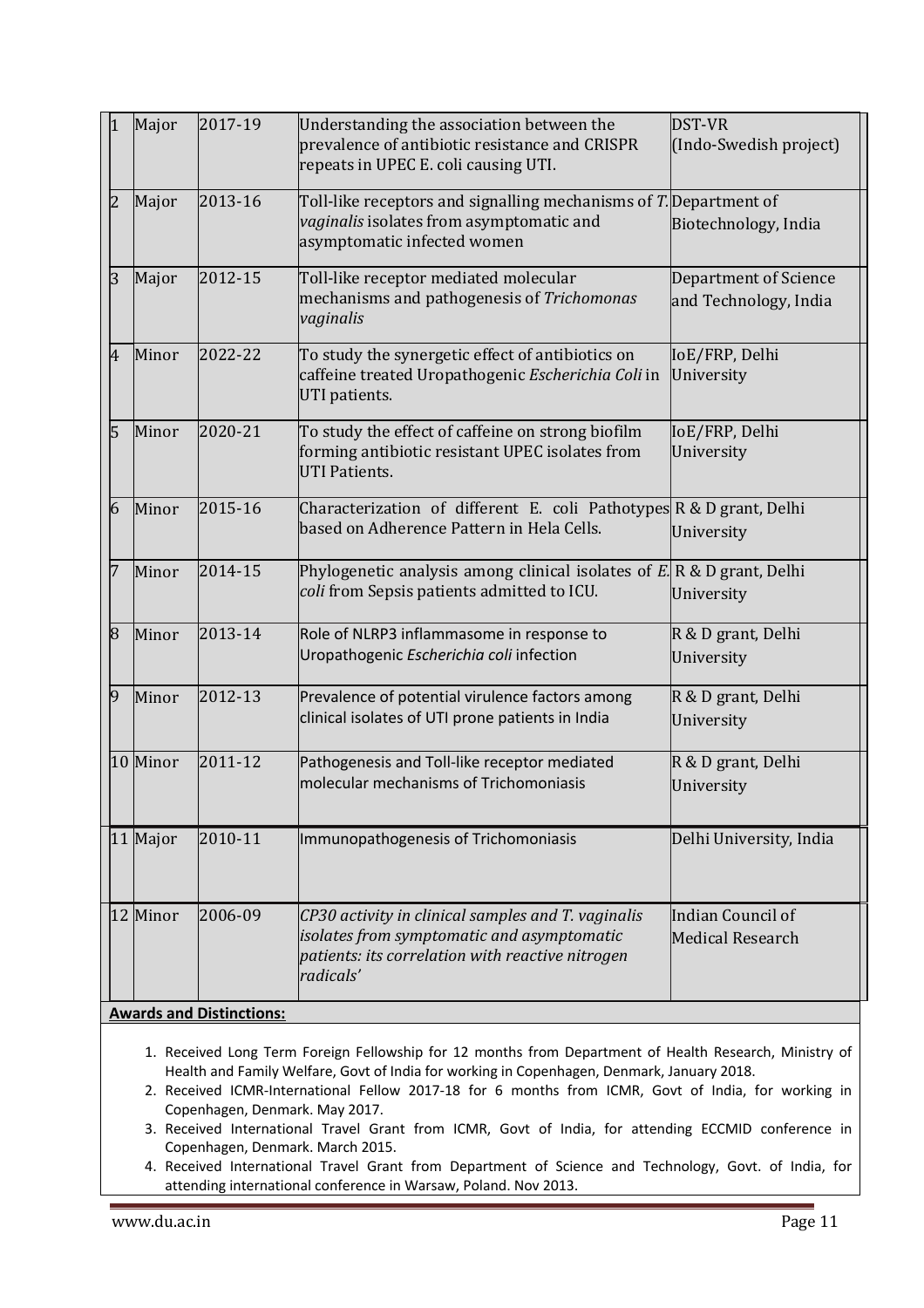| | | | | |
|---|---|---|---|---|
| 1 | Major | 2017-19 | Understanding the association between the prevalence of antibiotic resistance and CRISPR repeats in UPEC E. coli causing UTI. | DST-VR (Indo-Swedish project) |
| 2 | Major | 2013-16 | Toll-like receptors and signalling mechanisms of *T. vaginalis* isolates from asymptomatic and asymptomatic infected women | Department of Biotechnology, India |
| 3 | Major | 2012-15 | Toll-like receptor mediated molecular mechanisms and pathogenesis of *Trichomonas vaginalis* | Department of Science and Technology, India |
| 4 | Minor | 2022-22 | To study the synergetic effect of antibiotics on caffeine treated Uropathogenic *Escherichia Coli* in UTI patients. | IoE/FRP, Delhi University |
| 5 | Minor | 2020-21 | To study the effect of caffeine on strong biofilm forming antibiotic resistant UPEC isolates from UTI Patients. | IoE/FRP, Delhi University |
| 6 | Minor | 2015-16 | Characterization of different E. coli Pathotypes based on Adherence Pattern in Hela Cells. | R & D grant, Delhi University |
| 7 | Minor | 2014-15 | Phylogenetic analysis among clinical isolates of *E. coli* from Sepsis patients admitted to ICU. | R & D grant, Delhi University |
| 8 | Minor | 2013-14 | Role of NLRP3 inflammasome in response to Uropathogenic *Escherichia coli* infection | R & D grant, Delhi University |
| 9 | Minor | 2012-13 | Prevalence of potential virulence factors among clinical isolates of UTI prone patients in India | R & D grant, Delhi University |
| 10 | Minor | 2011-12 | Pathogenesis and Toll-like receptor mediated molecular mechanisms of Trichomoniasis | R & D grant, Delhi University |
| 11 | Major | 2010-11 | Immunopathogenesis of Trichomoniasis | Delhi University, India |
| 12 | Minor | 2006-09 | *CP30 activity in clinical samples and T. vaginalis isolates from symptomatic and asymptomatic patients: its correlation with reactive nitrogen radicals'* | Indian Council of Medical Research |

**Awards and Distinctions:**

1. Received Long Term Foreign Fellowship for 12 months from Department of Health Research, Ministry of Health and Family Welfare, Govt of India for working in Copenhagen, Denmark, January 2018.
2. Received ICMR-International Fellow 2017-18 for 6 months from ICMR, Govt of India, for working in Copenhagen, Denmark. May 2017.
3. Received International Travel Grant from ICMR, Govt of India, for attending ECCMID conference in Copenhagen, Denmark. March 2015.
4. Received International Travel Grant from Department of Science and Technology, Govt. of India, for attending international conference in Warsaw, Poland. Nov 2013.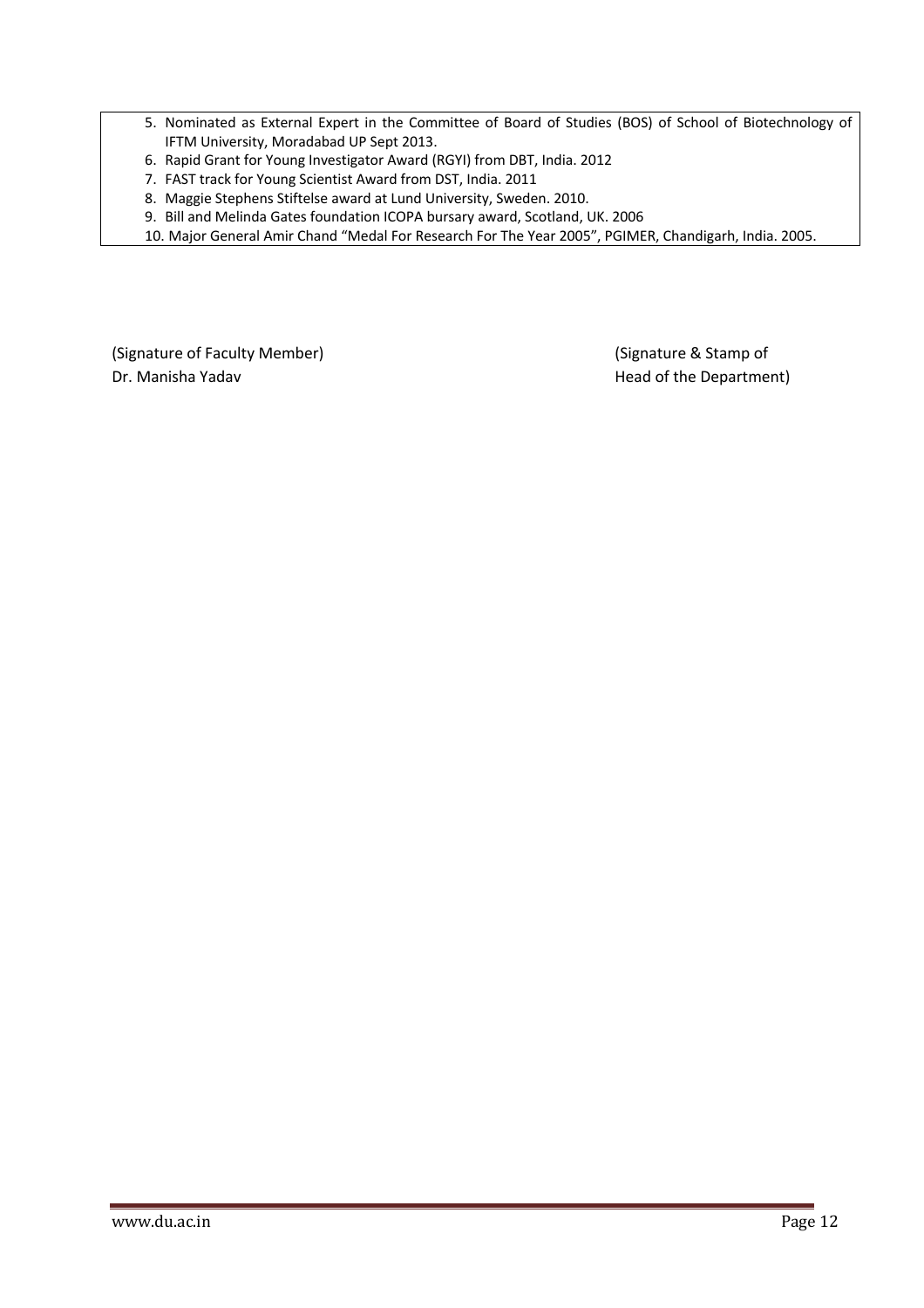5. Nominated as External Expert in the Committee of Board of Studies (BOS) of School of Biotechnology of IFTM University, Moradabad UP Sept 2013.
6. Rapid Grant for Young Investigator Award (RGYI) from DBT, India. 2012
7. FAST track for Young Scientist Award from DST, India. 2011
8. Maggie Stephens Stiftelse award at Lund University, Sweden. 2010.
9. Bill and Melinda Gates foundation ICOPA bursary award, Scotland, UK. 2006
10. Major General Amir Chand "Medal For Research For The Year 2005", PGIMER, Chandigarh, India. 2005.

(Signature of Faculty Member)
Dr. Manisha Yadav

(Signature & Stamp of
Head of the Department)